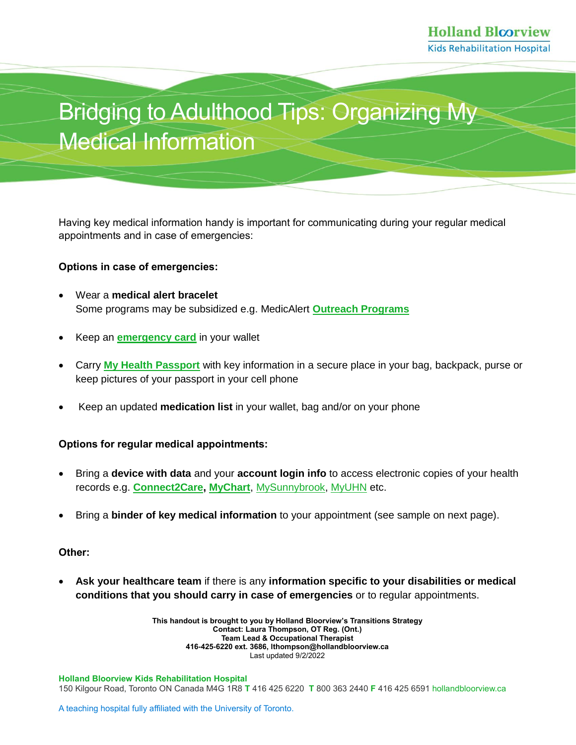Holland Bloorview
Kids Rehabilitation Hospital

# Bridging to Adulthood Tips: Organizing My Medical Information

Having key medical information handy is important for communicating during your regular medical appointments and in case of emergencies:

**Options in case of emergencies:**

- Wear a **medical alert bracelet**
  Some programs may be subsidized e.g. MedicAlert **Outreach Programs**

- Keep an **emergency card** in your wallet

- Carry **My Health Passport** with key information in a secure place in your bag, backpack, purse or keep pictures of your passport in your cell phone

- Keep an updated **medication list** in your wallet, bag and/or on your phone

**Options for regular medical appointments:**

- Bring a **device with data** and your **account login info** to access electronic copies of your health records e.g. **Connect2Care, MyChart**, MySunnybrook, MyUHN etc.

- Bring a **binder of key medical information** to your appointment (see sample on next page).

**Other:**

- **Ask your healthcare team** if there is any **information specific to your disabilities or medical conditions that you should carry in case of emergencies** or to regular appointments.

**This handout is brought to you by Holland Bloorview's Transitions Strategy**
**Contact: Laura Thompson, OT Reg. (Ont.)**
**Team Lead & Occupational Therapist**
**416-425-6220 ext. 3686, lthompson@hollandbloorview.ca**
Last updated 9/2/2022

**Holland Bloorview Kids Rehabilitation Hospital**
150 Kilgour Road, Toronto ON Canada M4G 1R8 **T** 416 425 6220 **T** 800 363 2440 **F** 416 425 6591 hollandbloorview.ca

A teaching hospital fully affiliated with the University of Toronto.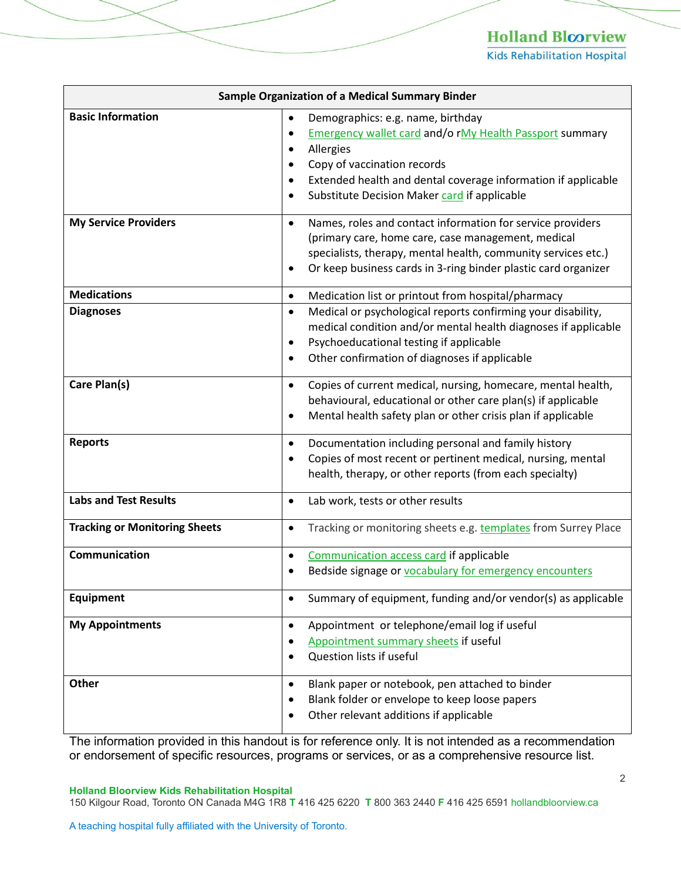| Sample Organization of a Medical Summary Binder | |
|---|---|
| **Basic Information** | • Demographics: e.g. name, birthday<br>• Emergency wallet card and/o rMy Health Passport summary<br>• Allergies<br>• Copy of vaccination records<br>• Extended health and dental coverage information if applicable<br>• Substitute Decision Maker card if applicable |
| **My Service Providers** | • Names, roles and contact information for service providers (primary care, home care, case management, medical specialists, therapy, mental health, community services etc.)<br>• Or keep business cards in 3-ring binder plastic card organizer |
| **Medications** | • Medication list or printout from hospital/pharmacy |
| **Diagnoses** | • Medical or psychological reports confirming your disability, medical condition and/or mental health diagnoses if applicable<br>• Psychoeducational testing if applicable<br>• Other confirmation of diagnoses if applicable |
| **Care Plan(s)** | • Copies of current medical, nursing, homecare, mental health, behavioural, educational or other care plan(s) if applicable<br>• Mental health safety plan or other crisis plan if applicable |
| **Reports** | • Documentation including personal and family history<br>• Copies of most recent or pertinent medical, nursing, mental health, therapy, or other reports (from each specialty) |
| **Labs and Test Results** | • Lab work, tests or other results |
| **Tracking or Monitoring Sheets** | • Tracking or monitoring sheets e.g. templates from Surrey Place |
| **Communication** | • Communication access card if applicable<br>• Bedside signage or vocabulary for emergency encounters |
| **Equipment** | • Summary of equipment, funding and/or vendor(s) as applicable |
| **My Appointments** | • Appointment or telephone/email log if useful<br>• Appointment summary sheets if useful<br>• Question lists if useful |
| **Other** | • Blank paper or notebook, pen attached to binder<br>• Blank folder or envelope to keep loose papers<br>• Other relevant additions if applicable |

The information provided in this handout is for reference only. It is not intended as a recommendation or endorsement of specific resources, programs or services, or as a comprehensive resource list.

**Holland Bloorview Kids Rehabilitation Hospital**
150 Kilgour Road, Toronto ON Canada M4G 1R8 **T** 416 425 6220 **T** 800 363 2440 **F** 416 425 6591 hollandbloorview.ca

A teaching hospital fully affiliated with the University of Toronto.